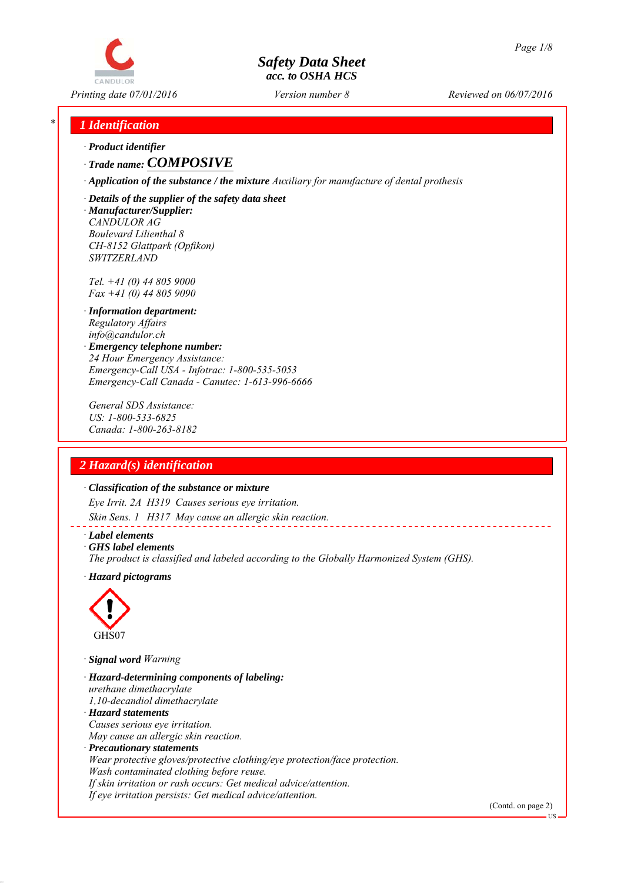# Safety Data Sheet
acc. to OSHA HCS

Printing date 07/01/2016 | Version number 8 | Reviewed on 06/07/2016

## 1 Identification

· **Product identifier**

· **Trade name:** **COMPOSIVE**

· **Application of the substance / the mixture** Auxiliary for manufacture of dental prothesis

· **Details of the supplier of the safety data sheet**

· **Manufacturer/Supplier:**
CANDULOR AG
Boulevard Lilienthal 8
CH-8152 Glattpark (Opfikon)
SWITZERLAND

Tel. +41 (0) 44 805 9000
Fax +41 (0) 44 805 9090

· **Information department:**
Regulatory Affairs
info@candulor.ch

· **Emergency telephone number:**
24 Hour Emergency Assistance:
Emergency-Call USA - Infotrac: 1-800-535-5053
Emergency-Call Canada - Canutec: 1-613-996-6666

General SDS Assistance:
US: 1-800-533-6825
Canada: 1-800-263-8182

## 2 Hazard(s) identification

· **Classification of the substance or mixture**

Eye Irrit. 2A H319 Causes serious eye irritation.

Skin Sens. 1 H317 May cause an allergic skin reaction.

· **Label elements**

· **GHS label elements**
The product is classified and labeled according to the Globally Harmonized System (GHS).

· **Hazard pictograms**

GHS07

· **Signal word** Warning

· **Hazard-determining components of labeling:**
urethane dimethacrylate
1,10-decandiol dimethacrylate

· **Hazard statements**
Causes serious eye irritation.
May cause an allergic skin reaction.

· **Precautionary statements**
Wear protective gloves/protective clothing/eye protection/face protection.
Wash contaminated clothing before reuse.
If skin irritation or rash occurs: Get medical advice/attention.
If eye irritation persists: Get medical advice/attention.

(Contd. on page 2)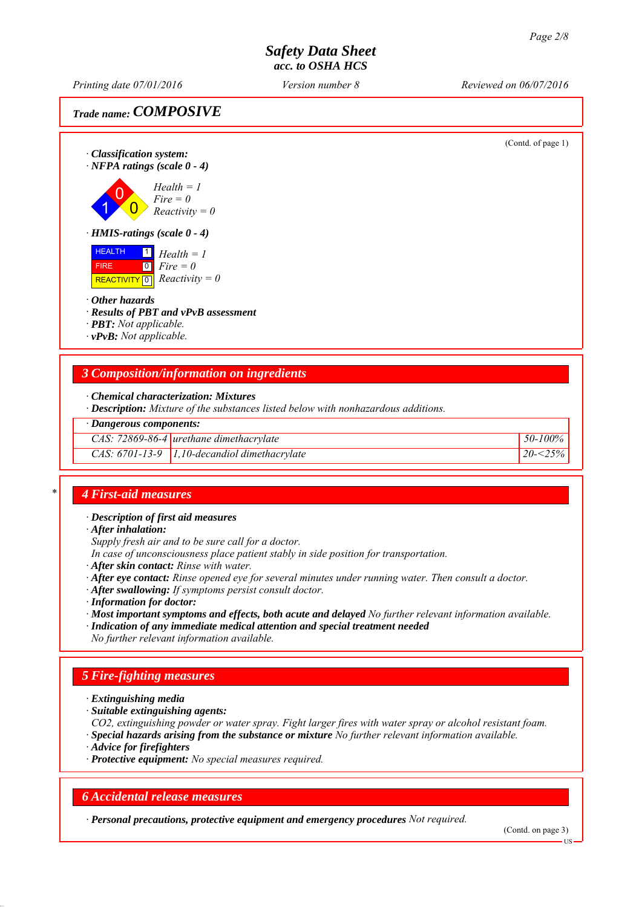Trade name: **COMPOSIVE**

(Contd. of page 1)

· **Classification system:**
· **NFPA ratings (scale 0 - 4)**

Health = 1
Fire = 0
Reactivity = 0

· **HMIS-ratings (scale 0 - 4)**

| HEALTH | 1 | Health = 1 |
|---|---|---|
| FIRE | 0 | Fire = 0 |
| REACTIVITY | 0 | Reactivity = 0 |

· **Other hazards**
· **Results of PBT and vPvB assessment**
· **PBT:** Not applicable.
· **vPvB:** Not applicable.

## 3 Composition/information on ingredients

· **Chemical characterization: Mixtures**
· **Description:** Mixture of the substances listed below with nonhazardous additions.

· **Dangerous components:**

| | | |
|---|---|---|
| CAS: 72869-86-4 | urethane dimethacrylate | 50-100% |
| CAS: 6701-13-9 | 1,10-decandiol dimethacrylate | 20-<25% |

## 4 First-aid measures

· **Description of first aid measures**
· **After inhalation:**
Supply fresh air and to be sure call for a doctor.
In case of unconsciousness place patient stably in side position for transportation.
· **After skin contact:** Rinse with water.
· **After eye contact:** Rinse opened eye for several minutes under running water. Then consult a doctor.
· **After swallowing:** If symptoms persist consult doctor.
· **Information for doctor:**
· **Most important symptoms and effects, both acute and delayed** No further relevant information available.
· **Indication of any immediate medical attention and special treatment needed**
No further relevant information available.

## 5 Fire-fighting measures

· **Extinguishing media**
· **Suitable extinguishing agents:**
CO2, extinguishing powder or water spray. Fight larger fires with water spray or alcohol resistant foam.
· **Special hazards arising from the substance or mixture** No further relevant information available.
· **Advice for firefighters**
· **Protective equipment:** No special measures required.

## 6 Accidental release measures

· **Personal precautions, protective equipment and emergency procedures** Not required.

(Contd. on page 3)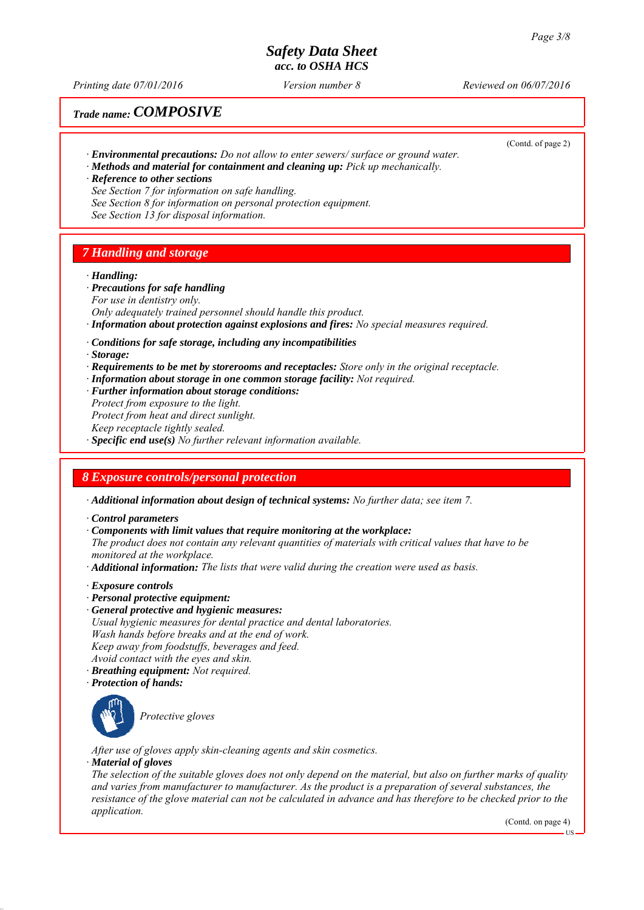Trade name: **COMPOSIVE**

(Contd. of page 2)

· **Environmental precautions:** *Do not allow to enter sewers/ surface or ground water.*
· **Methods and material for containment and cleaning up:** *Pick up mechanically.*
· **Reference to other sections**
*See Section 7 for information on safe handling.*
*See Section 8 for information on personal protection equipment.*
*See Section 13 for disposal information.*

## 7 Handling and storage

· **Handling:**
· **Precautions for safe handling**
*For use in dentistry only.*
*Only adequately trained personnel should handle this product.*
· **Information about protection against explosions and fires:** *No special measures required.*

· **Conditions for safe storage, including any incompatibilities**
· **Storage:**
· **Requirements to be met by storerooms and receptacles:** *Store only in the original receptacle.*
· **Information about storage in one common storage facility:** *Not required.*
· **Further information about storage conditions:**
*Protect from exposure to the light.*
*Protect from heat and direct sunlight.*
*Keep receptacle tightly sealed.*
· **Specific end use(s)** *No further relevant information available.*

## 8 Exposure controls/personal protection

· **Additional information about design of technical systems:** *No further data; see item 7.*

· **Control parameters**
· **Components with limit values that require monitoring at the workplace:**
*The product does not contain any relevant quantities of materials with critical values that have to be monitored at the workplace.*
· **Additional information:** *The lists that were valid during the creation were used as basis.*

· **Exposure controls**
· **Personal protective equipment:**
· **General protective and hygienic measures:**
*Usual hygienic measures for dental practice and dental laboratories.*
*Wash hands before breaks and at the end of work.*
*Keep away from foodstuffs, beverages and feed.*
*Avoid contact with the eyes and skin.*
· **Breathing equipment:** *Not required.*
· **Protection of hands:**

*Protective gloves*

*After use of gloves apply skin-cleaning agents and skin cosmetics.*
· **Material of gloves**
*The selection of the suitable gloves does not only depend on the material, but also on further marks of quality and varies from manufacturer to manufacturer. As the product is a preparation of several substances, the resistance of the glove material can not be calculated in advance and has therefore to be checked prior to the application.*

(Contd. on page 4)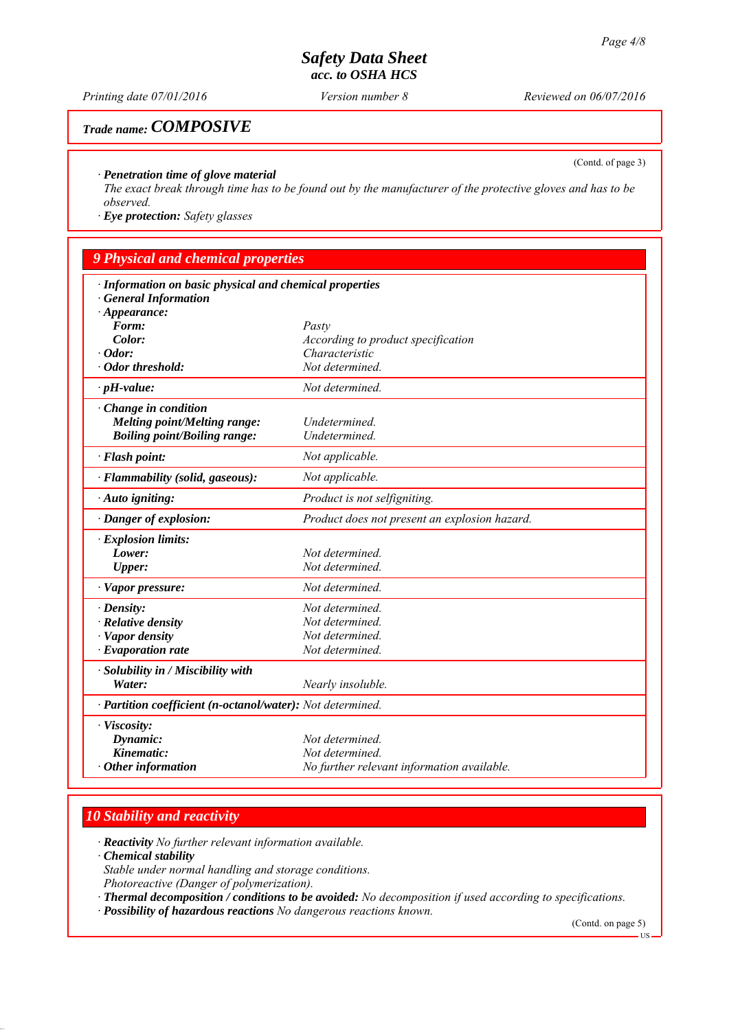Trade name: ***COMPOSIVE***

(Contd. of page 3)

· ***Penetration time of glove material***
*The exact break through time has to be found out by the manufacturer of the protective gloves and has to be observed.*

· ***Eye protection:*** *Safety glasses*

## 9 Physical and chemical properties

| | |
|---|---|
| · ***Information on basic physical and chemical properties*** | |
| · ***General Information*** | |
| · ***Appearance:*** | |
| ***Form:*** | *Pasty* |
| ***Color:*** | *According to product specification* |
| · ***Odor:*** | *Characteristic* |
| · ***Odor threshold:*** | *Not determined.* |
| · ***pH-value:*** | *Not determined.* |
| · ***Change in condition*** | |
| ***Melting point/Melting range:*** | *Undetermined.* |
| ***Boiling point/Boiling range:*** | *Undetermined.* |
| · ***Flash point:*** | *Not applicable.* |
| · ***Flammability (solid, gaseous):*** | *Not applicable.* |
| · ***Auto igniting:*** | *Product is not selfigniting.* |
| · ***Danger of explosion:*** | *Product does not present an explosion hazard.* |
| · ***Explosion limits:*** | |
| ***Lower:*** | *Not determined.* |
| ***Upper:*** | *Not determined.* |
| · ***Vapor pressure:*** | *Not determined.* |
| · ***Density:*** | *Not determined.* |
| · ***Relative density*** | *Not determined.* |
| · ***Vapor density*** | *Not determined.* |
| · ***Evaporation rate*** | *Not determined.* |
| · ***Solubility in / Miscibility with*** | |
| ***Water:*** | *Nearly insoluble.* |
| · ***Partition coefficient (n-octanol/water):*** | *Not determined.* |
| · ***Viscosity:*** | |
| ***Dynamic:*** | *Not determined.* |
| ***Kinematic:*** | *Not determined.* |
| · ***Other information*** | *No further relevant information available.* |

## 10 Stability and reactivity

· ***Reactivity*** *No further relevant information available.*

· ***Chemical stability***
*Stable under normal handling and storage conditions.*
*Photoreactive (Danger of polymerization).*

· ***Thermal decomposition / conditions to be avoided:*** *No decomposition if used according to specifications.*

· ***Possibility of hazardous reactions*** *No dangerous reactions known.*

(Contd. on page 5)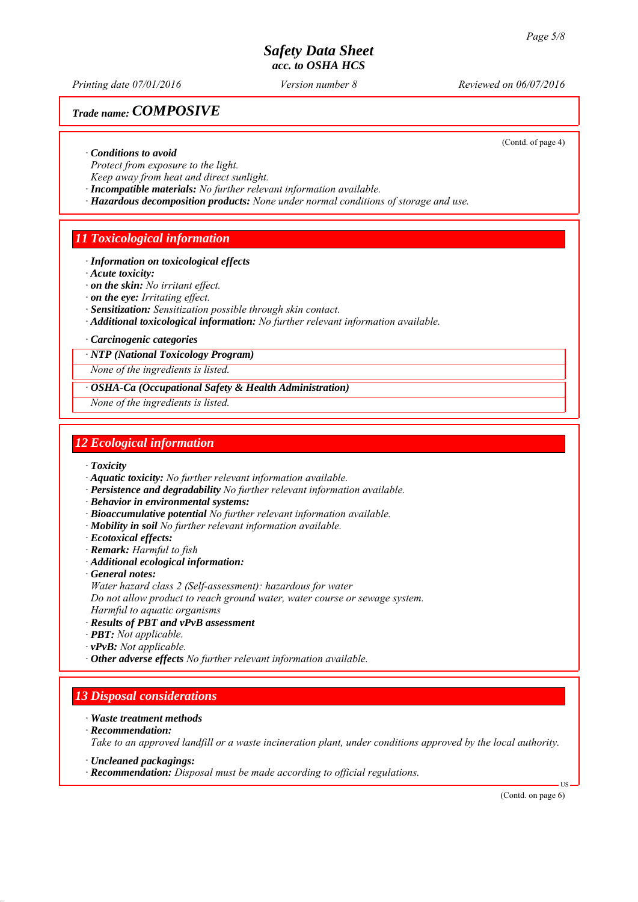Trade name: ***COMPOSIVE***

(Contd. of page 4)

· ***Conditions to avoid***
*Protect from exposure to the light.*
*Keep away from heat and direct sunlight.*
· ***Incompatible materials:*** *No further relevant information available.*
· ***Hazardous decomposition products:*** *None under normal conditions of storage and use.*

## 11 Toxicological information

· ***Information on toxicological effects***
· ***Acute toxicity:***
· ***on the skin:*** *No irritant effect.*
· ***on the eye:*** *Irritating effect.*
· ***Sensitization:*** *Sensitization possible through skin contact.*
· ***Additional toxicological information:*** *No further relevant information available.*

· ***Carcinogenic categories***

· ***NTP (National Toxicology Program)***
*None of the ingredients is listed.*

· ***OSHA-Ca (Occupational Safety & Health Administration)***
*None of the ingredients is listed.*

## 12 Ecological information

· ***Toxicity***
· ***Aquatic toxicity:*** *No further relevant information available.*
· ***Persistence and degradability*** *No further relevant information available.*
· ***Behavior in environmental systems:***
· ***Bioaccumulative potential*** *No further relevant information available.*
· ***Mobility in soil*** *No further relevant information available.*
· ***Ecotoxical effects:***
· ***Remark:*** *Harmful to fish*
· ***Additional ecological information:***
· ***General notes:***
*Water hazard class 2 (Self-assessment): hazardous for water*
*Do not allow product to reach ground water, water course or sewage system.*
*Harmful to aquatic organisms*
· ***Results of PBT and vPvB assessment***
· ***PBT:*** *Not applicable.*
· ***vPvB:*** *Not applicable.*
· ***Other adverse effects*** *No further relevant information available.*

## 13 Disposal considerations

· ***Waste treatment methods***
· ***Recommendation:***
*Take to an approved landfill or a waste incineration plant, under conditions approved by the local authority.*

· ***Uncleaned packagings:***
· ***Recommendation:*** *Disposal must be made according to official regulations.*

(Contd. on page 6)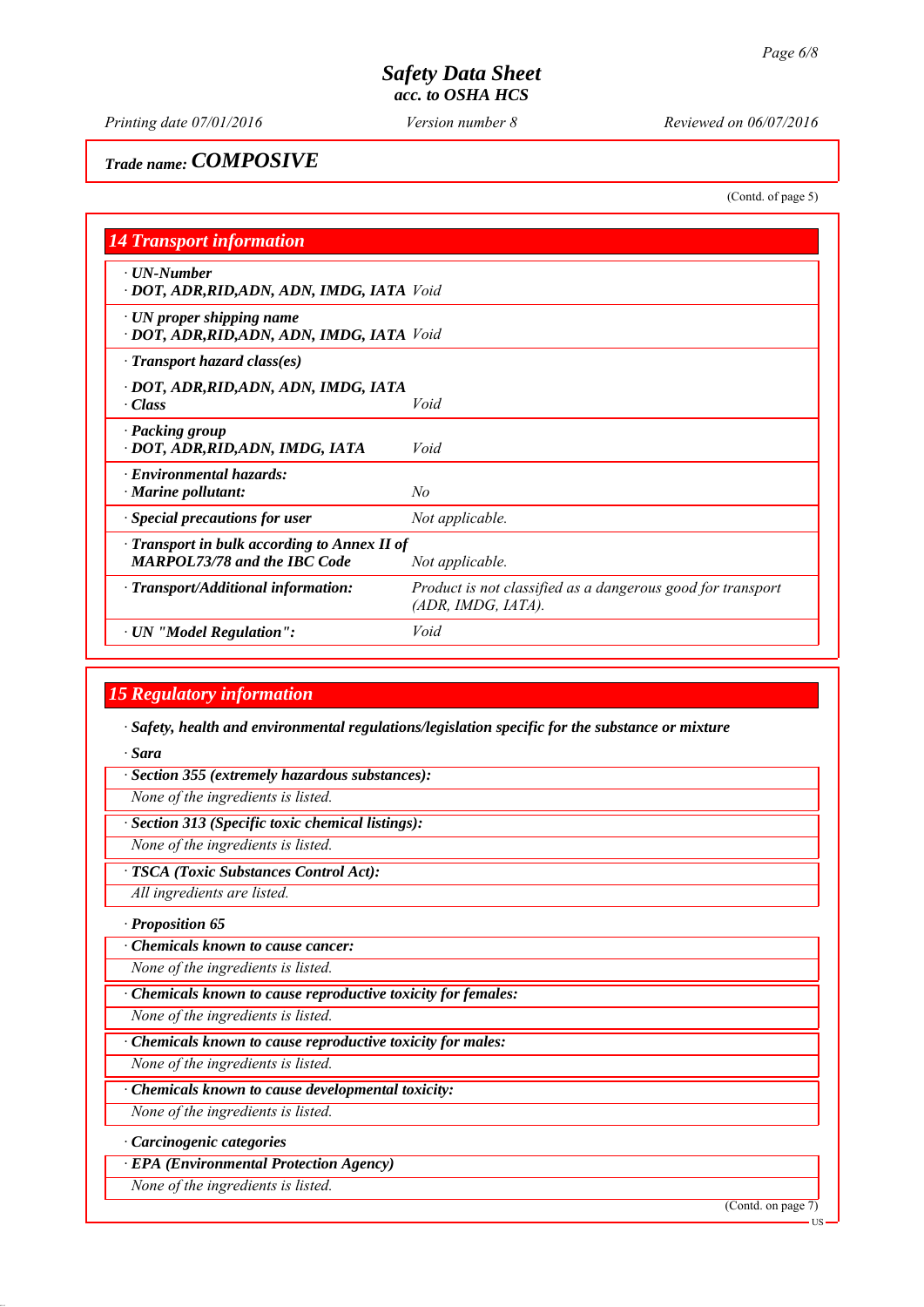Trade name: **COMPOSIVE**

(Contd. of page 5)

## 14 Transport information

| | |
|---|---|
| · **UN-Number**<br>· **DOT, ADR,RID,ADN, ADN, IMDG, IATA** | *Void* |
| · **UN proper shipping name**<br>· **DOT, ADR,RID,ADN, ADN, IMDG, IATA** | *Void* |
| · **Transport hazard class(es)** | |
| · **DOT, ADR,RID,ADN, ADN, IMDG, IATA**<br>· **Class** | *Void* |
| · **Packing group**<br>· **DOT, ADR,RID,ADN, IMDG, IATA** | *Void* |
| · **Environmental hazards:**<br>· **Marine pollutant:** | *No* |
| · **Special precautions for user** | *Not applicable.* |
| · **Transport in bulk according to Annex II of MARPOL73/78 and the IBC Code** | *Not applicable.* |
| · **Transport/Additional information:** | *Product is not classified as a dangerous good for transport (ADR, IMDG, IATA).* |
| · **UN "Model Regulation":** | *Void* |

## 15 Regulatory information

· **Safety, health and environmental regulations/legislation specific for the substance or mixture**

· **Sara**

· **Section 355 (extremely hazardous substances):**

*None of the ingredients is listed.*

· **Section 313 (Specific toxic chemical listings):**

*None of the ingredients is listed.*

· **TSCA (Toxic Substances Control Act):**

*All ingredients are listed.*

· **Proposition 65**

· **Chemicals known to cause cancer:**

*None of the ingredients is listed.*

· **Chemicals known to cause reproductive toxicity for females:**

*None of the ingredients is listed.*

· **Chemicals known to cause reproductive toxicity for males:**

*None of the ingredients is listed.*

· **Chemicals known to cause developmental toxicity:**

*None of the ingredients is listed.*

· **Carcinogenic categories**

· **EPA (Environmental Protection Agency)**

*None of the ingredients is listed.*

(Contd. on page 7)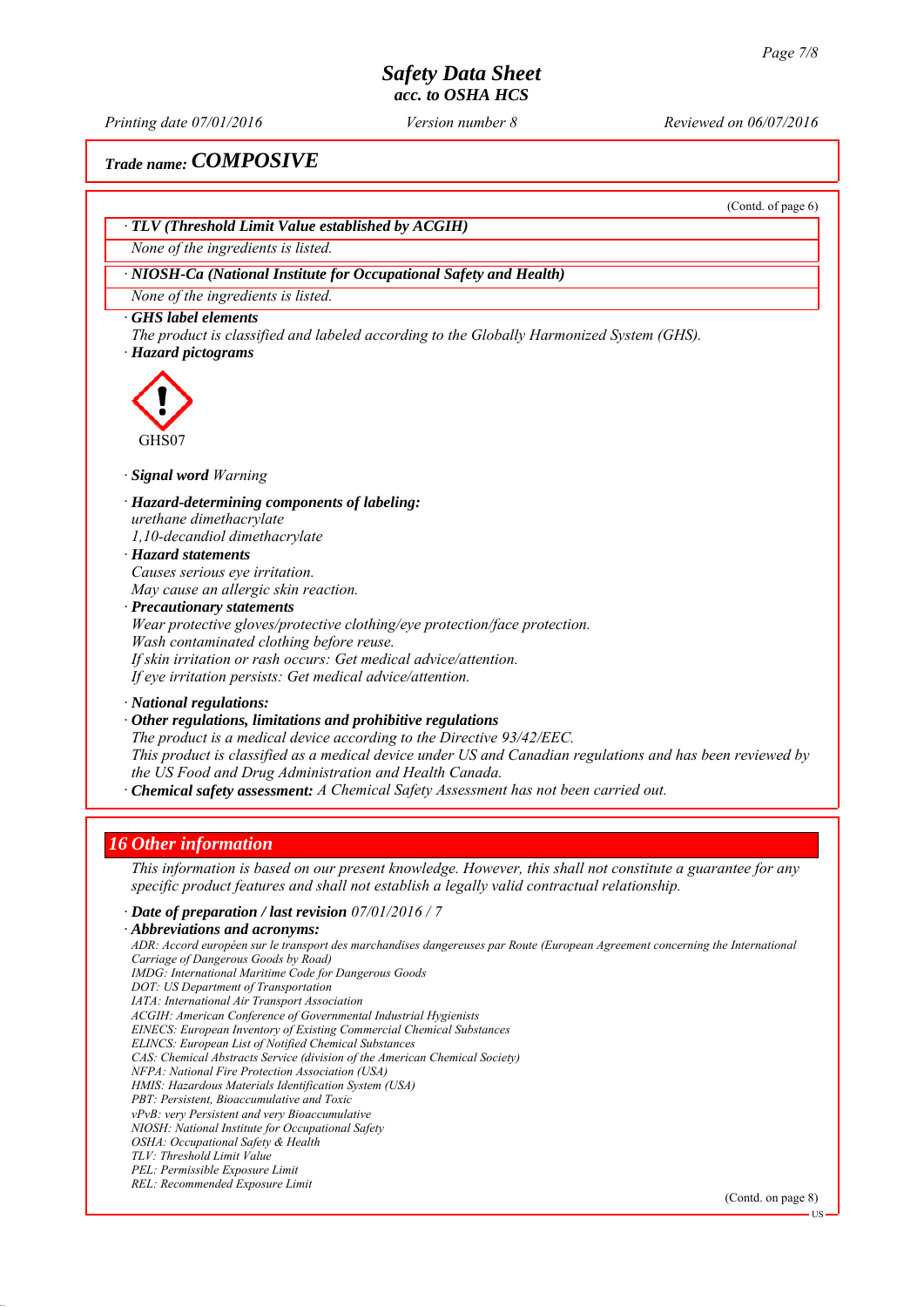*Trade name:* ***COMPOSIVE***

(Contd. of page 6)

· ***TLV (Threshold Limit Value established by ACGIH)***

*None of the ingredients is listed.*

· ***NIOSH-Ca (National Institute for Occupational Safety and Health)***

*None of the ingredients is listed.*

· ***GHS label elements***

*The product is classified and labeled according to the Globally Harmonized System (GHS).*

· ***Hazard pictograms***

GHS07

· ***Signal word*** *Warning*

· ***Hazard-determining components of labeling:***

*urethane dimethacrylate*
*1,10-decandiol dimethacrylate*

· ***Hazard statements***

*Causes serious eye irritation.*
*May cause an allergic skin reaction.*

· ***Precautionary statements***

*Wear protective gloves/protective clothing/eye protection/face protection.*
*Wash contaminated clothing before reuse.*
*If skin irritation or rash occurs: Get medical advice/attention.*
*If eye irritation persists: Get medical advice/attention.*

· ***National regulations:***

· ***Other regulations, limitations and prohibitive regulations***

*The product is a medical device according to the Directive 93/42/EEC.*
*This product is classified as a medical device under US and Canadian regulations and has been reviewed by the US Food and Drug Administration and Health Canada.*

· ***Chemical safety assessment:*** *A Chemical Safety Assessment has not been carried out.*

## *16 Other information*

*This information is based on our present knowledge. However, this shall not constitute a guarantee for any specific product features and shall not establish a legally valid contractual relationship.*

· ***Date of preparation / last revision*** *07/01/2016 / 7*

· ***Abbreviations and acronyms:***

*ADR: Accord européen sur le transport des marchandises dangereuses par Route (European Agreement concerning the International Carriage of Dangerous Goods by Road)*
*IMDG: International Maritime Code for Dangerous Goods*
*DOT: US Department of Transportation*
*IATA: International Air Transport Association*
*ACGIH: American Conference of Governmental Industrial Hygienists*
*EINECS: European Inventory of Existing Commercial Chemical Substances*
*ELINCS: European List of Notified Chemical Substances*
*CAS: Chemical Abstracts Service (division of the American Chemical Society)*
*NFPA: National Fire Protection Association (USA)*
*HMIS: Hazardous Materials Identification System (USA)*
*PBT: Persistent, Bioaccumulative and Toxic*
*vPvB: very Persistent and very Bioaccumulative*
*NIOSH: National Institute for Occupational Safety*
*OSHA: Occupational Safety & Health*
*TLV: Threshold Limit Value*
*PEL: Permissible Exposure Limit*
*REL: Recommended Exposure Limit*

(Contd. on page 8)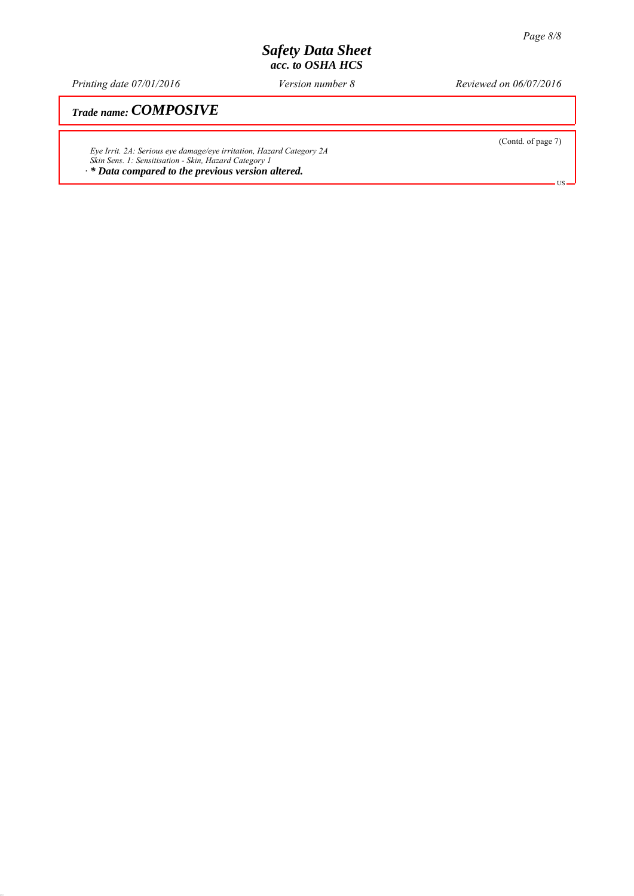# Safety Data Sheet
## acc. to OSHA HCS

*Printing date 07/01/2016* *Version number 8* *Reviewed on 06/07/2016*

## *Trade name:* ***COMPOSIVE***

(Contd. of page 7)

*Eye Irrit. 2A: Serious eye damage/eye irritation, Hazard Category 2A*
*Skin Sens. 1: Sensitisation - Skin, Hazard Category 1*

· ***\* Data compared to the previous version altered.***

US